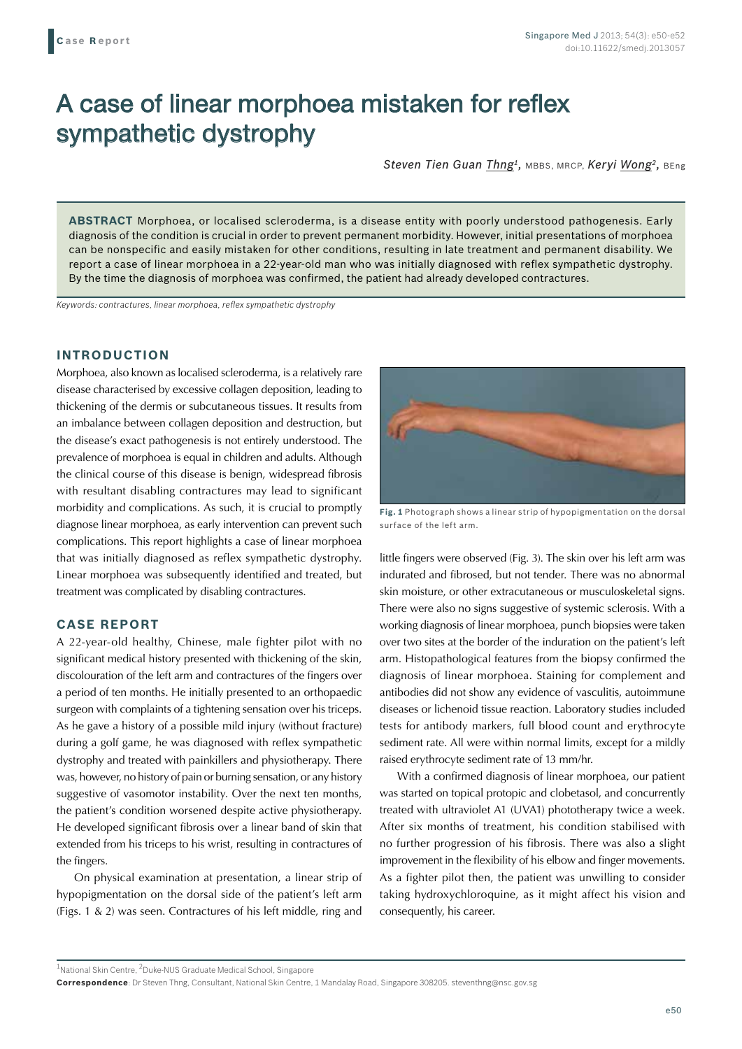Case Report

# A case of linear morphoea mistaken for reflex sympathetic dystrophy

*Steven Tien Guan Thng*[1], MBBS, MRCP, *Keryi Wong*[2], BEng

**ABSTRACT** Morphoea, or localised scleroderma, is a disease entity with poorly understood pathogenesis. Early diagnosis of the condition is crucial in order to prevent permanent morbidity. However, initial presentations of morphoea can be nonspecific and easily mistaken for other conditions, resulting in late treatment and permanent disability. We report a case of linear morphoea in a 22-year-old man who was initially diagnosed with reflex sympathetic dystrophy. By the time the diagnosis of morphoea was confirmed, the patient had already developed contractures.

*Keywords: contractures, linear morphoea, reflex sympathetic dystrophy*

## INTRODUCTION

Morphoea, also known as localised scleroderma, is a relatively rare disease characterised by excessive collagen deposition, leading to thickening of the dermis or subcutaneous tissues. It results from an imbalance between collagen deposition and destruction, but the disease's exact pathogenesis is not entirely understood. The prevalence of morphoea is equal in children and adults. Although the clinical course of this disease is benign, widespread fibrosis with resultant disabling contractures may lead to significant morbidity and complications. As such, it is crucial to promptly diagnose linear morphoea, as early intervention can prevent such complications. This report highlights a case of linear morphoea that was initially diagnosed as reflex sympathetic dystrophy. Linear morphoea was subsequently identified and treated, but treatment was complicated by disabling contractures.

## CASE REPORT

A 22-year-old healthy, Chinese, male fighter pilot with no significant medical history presented with thickening of the skin, discolouration of the left arm and contractures of the fingers over a period of ten months. He initially presented to an orthopaedic surgeon with complaints of a tightening sensation over his triceps. As he gave a history of a possible mild injury (without fracture) during a golf game, he was diagnosed with reflex sympathetic dystrophy and treated with painkillers and physiotherapy. There was, however, no history of pain or burning sensation, or any history suggestive of vasomotor instability. Over the next ten months, the patient's condition worsened despite active physiotherapy. He developed significant fibrosis over a linear band of skin that extended from his triceps to his wrist, resulting in contractures of the fingers.

On physical examination at presentation, a linear strip of hypopigmentation on the dorsal side of the patient's left arm (Figs. 1 & 2) was seen. Contractures of his left middle, ring and little fingers were observed (Fig. 3). The skin over his left arm was indurated and fibrosed, but not tender. There was no abnormal skin moisture, or other extracutaneous or musculoskeletal signs. There were also no signs suggestive of systemic sclerosis. With a working diagnosis of linear morphoea, punch biopsies were taken over two sites at the border of the induration on the patient's left arm. Histopathological features from the biopsy confirmed the diagnosis of linear morphoea. Staining for complement and antibodies did not show any evidence of vasculitis, autoimmune diseases or lichenoid tissue reaction. Laboratory studies included tests for antibody markers, full blood count and erythrocyte sediment rate. All were within normal limits, except for a mildly raised erythrocyte sediment rate of 13 mm/hr.

**Fig. 1** Photograph shows a linear strip of hypopigmentation on the dorsal surface of the left arm.

With a confirmed diagnosis of linear morphoea, our patient was started on topical protopic and clobetasol, and concurrently treated with ultraviolet A1 (UVA1) phototherapy twice a week. After six months of treatment, his condition stabilised with no further progression of his fibrosis. There was also a slight improvement in the flexibility of his elbow and finger movements. As a fighter pilot then, the patient was unwilling to consider taking hydroxychloroquine, as it might affect his vision and consequently, his career.

[1]National Skin Centre, [2]Duke-NUS Graduate Medical School, Singapore

**Correspondence**: Dr Steven Thng, Consultant, National Skin Centre, 1 Mandalay Road, Singapore 308205. steventhng@nsc.gov.sg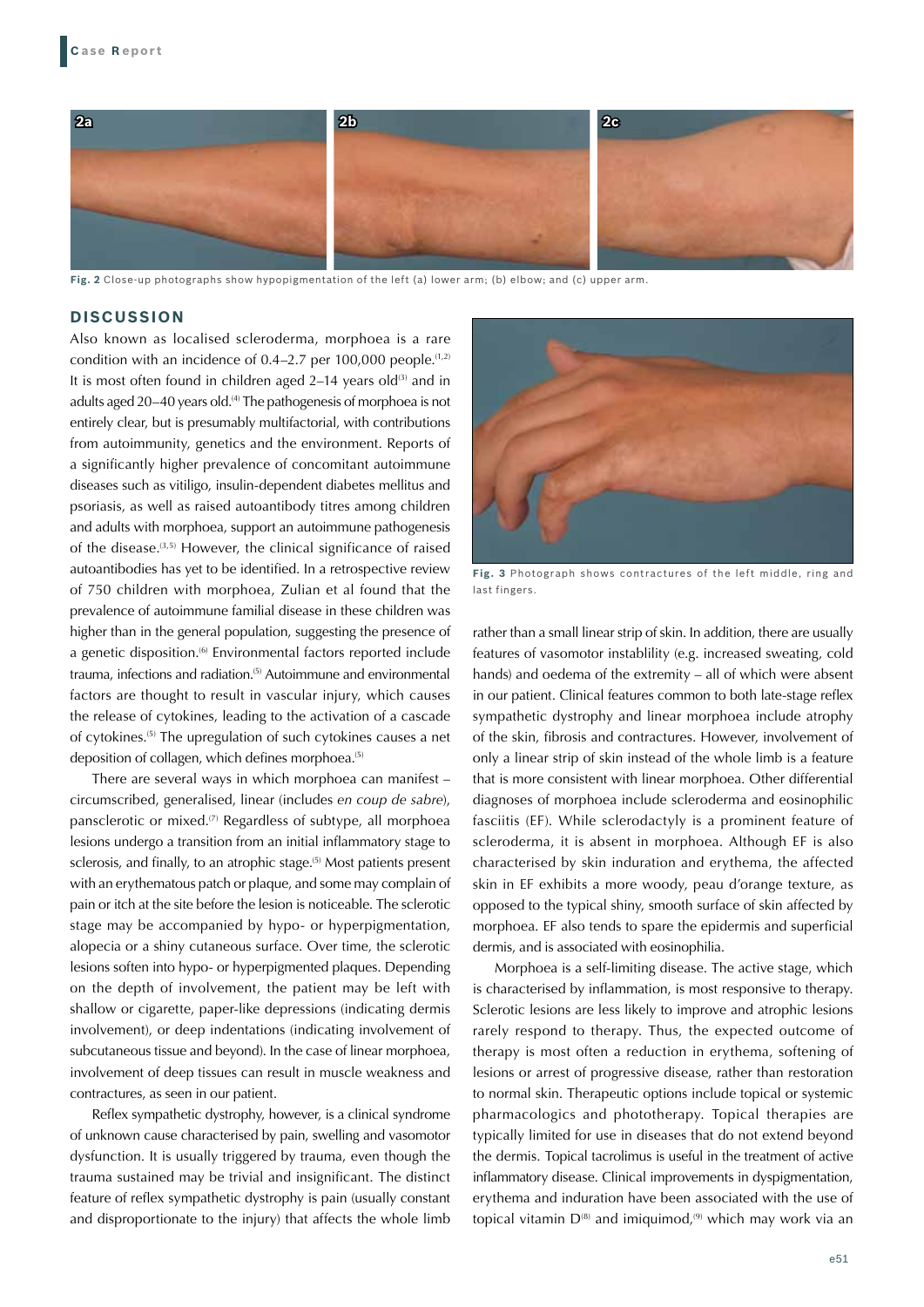Fig. 2 Close-up photographs show hypopigmentation of the left (a) lower arm; (b) elbow; and (c) upper arm.

## DISCUSSION

Also known as localised scleroderma, morphoea is a rare condition with an incidence of 0.4–2.7 per 100,000 people.[1,2] It is most often found in children aged 2–14 years old[3] and in adults aged 20–40 years old.[4] The pathogenesis of morphoea is not entirely clear, but is presumably multifactorial, with contributions from autoimmunity, genetics and the environment. Reports of a significantly higher prevalence of concomitant autoimmune diseases such as vitiligo, insulin-dependent diabetes mellitus and psoriasis, as well as raised autoantibody titres among children and adults with morphoea, support an autoimmune pathogenesis of the disease.[3,5] However, the clinical significance of raised autoantibodies has yet to be identified. In a retrospective review of 750 children with morphoea, Zulian et al found that the prevalence of autoimmune familial disease in these children was higher than in the general population, suggesting the presence of a genetic disposition.[6] Environmental factors reported include trauma, infections and radiation.[5] Autoimmune and environmental factors are thought to result in vascular injury, which causes the release of cytokines, leading to the activation of a cascade of cytokines.[5] The upregulation of such cytokines causes a net deposition of collagen, which defines morphoea.[5]

There are several ways in which morphoea can manifest – circumscribed, generalised, linear (includes *en coup de sabre*), pansclerotic or mixed.[7] Regardless of subtype, all morphoea lesions undergo a transition from an initial inflammatory stage to sclerosis, and finally, to an atrophic stage.[5] Most patients present with an erythematous patch or plaque, and some may complain of pain or itch at the site before the lesion is noticeable. The sclerotic stage may be accompanied by hypo- or hyperpigmentation, alopecia or a shiny cutaneous surface. Over time, the sclerotic lesions soften into hypo- or hyperpigmented plaques. Depending on the depth of involvement, the patient may be left with shallow or cigarette, paper-like depressions (indicating dermis involvement), or deep indentations (indicating involvement of subcutaneous tissue and beyond). In the case of linear morphoea, involvement of deep tissues can result in muscle weakness and contractures, as seen in our patient.

Reflex sympathetic dystrophy, however, is a clinical syndrome of unknown cause characterised by pain, swelling and vasomotor dysfunction. It is usually triggered by trauma, even though the trauma sustained may be trivial and insignificant. The distinct feature of reflex sympathetic dystrophy is pain (usually constant and disproportionate to the injury) that affects the whole limb rather than a small linear strip of skin. In addition, there are usually features of vasomotor instablility (e.g. increased sweating, cold hands) and oedema of the extremity – all of which were absent in our patient. Clinical features common to both late-stage reflex sympathetic dystrophy and linear morphoea include atrophy of the skin, fibrosis and contractures. However, involvement of only a linear strip of skin instead of the whole limb is a feature that is more consistent with linear morphoea. Other differential diagnoses of morphoea include scleroderma and eosinophilic fasciitis (EF). While sclerodactyly is a prominent feature of scleroderma, it is absent in morphoea. Although EF is also characterised by skin induration and erythema, the affected skin in EF exhibits a more woody, peau d'orange texture, as opposed to the typical shiny, smooth surface of skin affected by morphoea. EF also tends to spare the epidermis and superficial dermis, and is associated with eosinophilia.

Fig. 3 Photograph shows contractures of the left middle, ring and last fingers.

Morphoea is a self-limiting disease. The active stage, which is characterised by inflammation, is most responsive to therapy. Sclerotic lesions are less likely to improve and atrophic lesions rarely respond to therapy. Thus, the expected outcome of therapy is most often a reduction in erythema, softening of lesions or arrest of progressive disease, rather than restoration to normal skin. Therapeutic options include topical or systemic pharmacologics and phototherapy. Topical therapies are typically limited for use in diseases that do not extend beyond the dermis. Topical tacrolimus is useful in the treatment of active inflammatory disease. Clinical improvements in dyspigmentation, erythema and induration have been associated with the use of topical vitamin D[8] and imiquimod,[9] which may work via an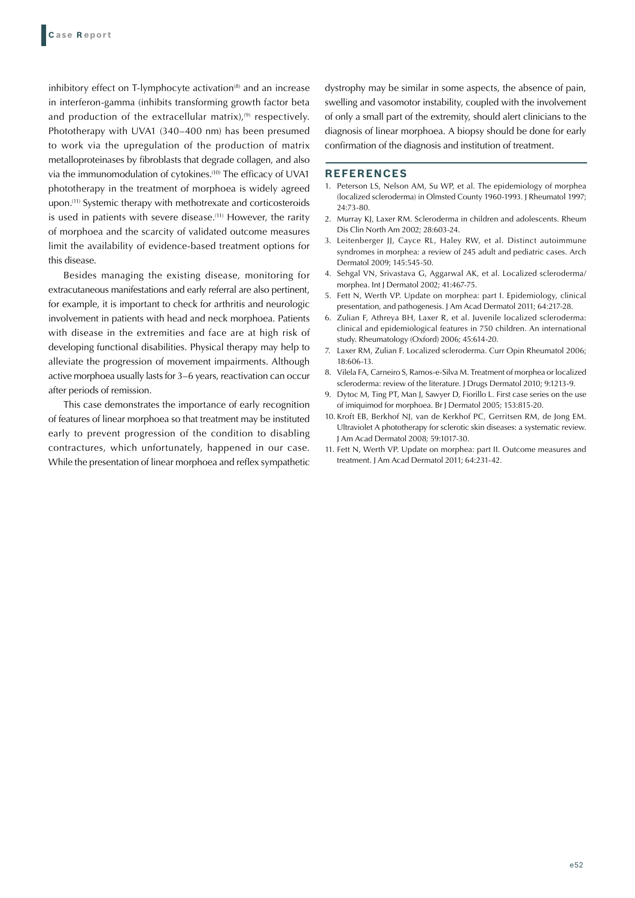inhibitory effect on T-lymphocyte activation[8] and an increase in interferon-gamma (inhibits transforming growth factor beta and production of the extracellular matrix),[9] respectively. Phototherapy with UVA1 (340–400 nm) has been presumed to work via the upregulation of the production of matrix metalloproteinases by fibroblasts that degrade collagen, and also via the immunomodulation of cytokines.[10] The efficacy of UVA1 phototherapy in the treatment of morphoea is widely agreed upon.[11] Systemic therapy with methotrexate and corticosteroids is used in patients with severe disease.[11] However, the rarity of morphoea and the scarcity of validated outcome measures limit the availability of evidence-based treatment options for this disease.

Besides managing the existing disease, monitoring for extracutaneous manifestations and early referral are also pertinent, for example, it is important to check for arthritis and neurologic involvement in patients with head and neck morphoea. Patients with disease in the extremities and face are at high risk of developing functional disabilities. Physical therapy may help to alleviate the progression of movement impairments. Although active morphoea usually lasts for 3–6 years, reactivation can occur after periods of remission.

This case demonstrates the importance of early recognition of features of linear morphoea so that treatment may be instituted early to prevent progression of the condition to disabling contractures, which unfortunately, happened in our case. While the presentation of linear morphoea and reflex sympathetic dystrophy may be similar in some aspects, the absence of pain, swelling and vasomotor instability, coupled with the involvement of only a small part of the extremity, should alert clinicians to the diagnosis of linear morphoea. A biopsy should be done for early confirmation of the diagnosis and institution of treatment.

## REFERENCES

1. Peterson LS, Nelson AM, Su WP, et al. The epidemiology of morphea (localized scleroderma) in Olmsted County 1960-1993. J Rheumatol 1997; 24:73-80.
2. Murray KJ, Laxer RM. Scleroderma in children and adolescents. Rheum Dis Clin North Am 2002; 28:603-24.
3. Leitenberger JJ, Cayce RL, Haley RW, et al. Distinct autoimmune syndromes in morphea: a review of 245 adult and pediatric cases. Arch Dermatol 2009; 145:545-50.
4. Sehgal VN, Srivastava G, Aggarwal AK, et al. Localized scleroderma/ morphea. Int J Dermatol 2002; 41:467-75.
5. Fett N, Werth VP. Update on morphea: part I. Epidemiology, clinical presentation, and pathogenesis. J Am Acad Dermatol 2011; 64:217-28.
6. Zulian F, Athreya BH, Laxer R, et al. Juvenile localized scleroderma: clinical and epidemiological features in 750 children. An international study. Rheumatology (Oxford) 2006; 45:614-20.
7. Laxer RM, Zulian F. Localized scleroderma. Curr Opin Rheumatol 2006; 18:606-13.
8. Vilela FA, Carneiro S, Ramos-e-Silva M. Treatment of morphea or localized scleroderma: review of the literature. J Drugs Dermatol 2010; 9:1213-9.
9. Dytoc M, Ting PT, Man J, Sawyer D, Fiorillo L. First case series on the use of imiquimod for morphoea. Br J Dermatol 2005; 153:815-20.
10. Kroft EB, Berkhof NJ, van de Kerkhof PC, Gerritsen RM, de Jong EM. Ultraviolet A phototherapy for sclerotic skin diseases: a systematic review. J Am Acad Dermatol 2008; 59:1017-30.
11. Fett N, Werth VP. Update on morphea: part II. Outcome measures and treatment. J Am Acad Dermatol 2011; 64:231-42.